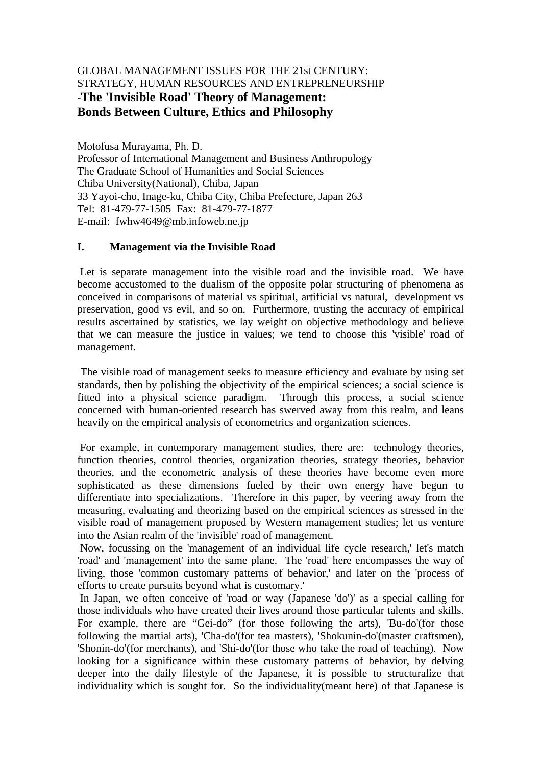GLOBAL MANAGEMENT ISSUES FOR THE 21st CENTURY:
STRATEGY, HUMAN RESOURCES AND ENTREPRENEURSHIP

# -The 'Invisible Road' Theory of Management: Bonds Between Culture, Ethics and Philosophy

Motofusa Murayama, Ph. D.
Professor of International Management and Business Anthropology
The Graduate School of Humanities and Social Sciences
Chiba University(National), Chiba, Japan
33 Yayoi-cho, Inage-ku, Chiba City, Chiba Prefecture, Japan 263
Tel: 81-479-77-1505 Fax: 81-479-77-1877
E-mail: fwhw4649@mb.infoweb.ne.jp

## I. Management via the Invisible Road

Let is separate management into the visible road and the invisible road. We have become accustomed to the dualism of the opposite polar structuring of phenomena as conceived in comparisons of material vs spiritual, artificial vs natural, development vs preservation, good vs evil, and so on. Furthermore, trusting the accuracy of empirical results ascertained by statistics, we lay weight on objective methodology and believe that we can measure the justice in values; we tend to choose this 'visible' road of management.

The visible road of management seeks to measure efficiency and evaluate by using set standards, then by polishing the objectivity of the empirical sciences; a social science is fitted into a physical science paradigm. Through this process, a social science concerned with human-oriented research has swerved away from this realm, and leans heavily on the empirical analysis of econometrics and organization sciences.

For example, in contemporary management studies, there are: technology theories, function theories, control theories, organization theories, strategy theories, behavior theories, and the econometric analysis of these theories have become even more sophisticated as these dimensions fueled by their own energy have begun to differentiate into specializations. Therefore in this paper, by veering away from the measuring, evaluating and theorizing based on the empirical sciences as stressed in the visible road of management proposed by Western management studies; let us venture into the Asian realm of the 'invisible' road of management.

Now, focussing on the 'management of an individual life cycle research,' let's match 'road' and 'management' into the same plane. The 'road' here encompasses the way of living, those 'common customary patterns of behavior,' and later on the 'process of efforts to create pursuits beyond what is customary.'

In Japan, we often conceive of 'road or way (Japanese 'do')' as a special calling for those individuals who have created their lives around those particular talents and skills. For example, there are “Gei-do” (for those following the arts), 'Bu-do'(for those following the martial arts), 'Cha-do'(for tea masters), 'Shokunin-do'(master craftsmen), 'Shonin-do'(for merchants), and 'Shi-do'(for those who take the road of teaching). Now looking for a significance within these customary patterns of behavior, by delving deeper into the daily lifestyle of the Japanese, it is possible to structuralize that individuality which is sought for. So the individuality(meant here) of that Japanese is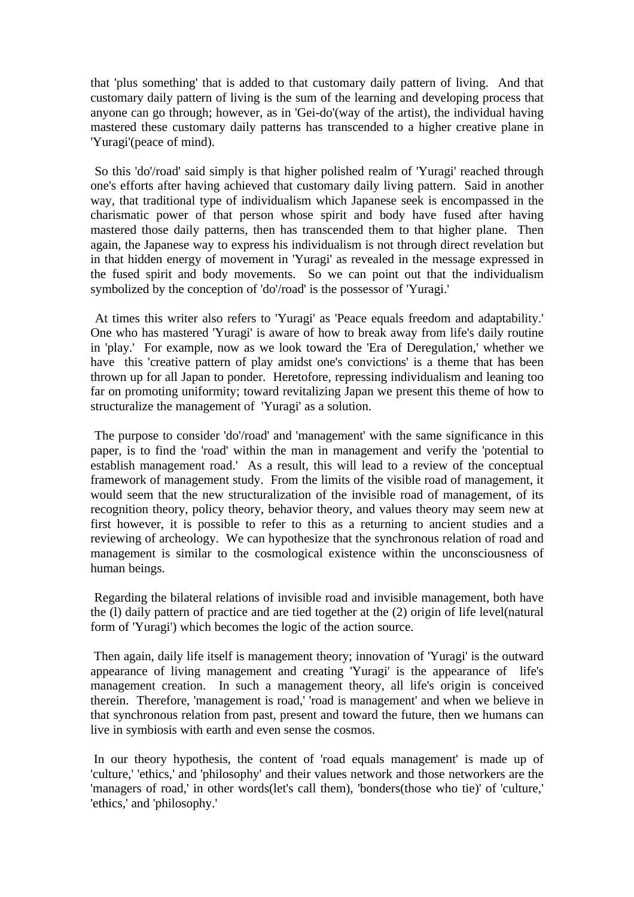that 'plus something' that is added to that customary daily pattern of living. And that customary daily pattern of living is the sum of the learning and developing process that anyone can go through; however, as in 'Gei-do'(way of the artist), the individual having mastered these customary daily patterns has transcended to a higher creative plane in 'Yuragi'(peace of mind).

So this 'do'/road' said simply is that higher polished realm of 'Yuragi' reached through one's efforts after having achieved that customary daily living pattern. Said in another way, that traditional type of individualism which Japanese seek is encompassed in the charismatic power of that person whose spirit and body have fused after having mastered those daily patterns, then has transcended them to that higher plane. Then again, the Japanese way to express his individualism is not through direct revelation but in that hidden energy of movement in 'Yuragi' as revealed in the message expressed in the fused spirit and body movements. So we can point out that the individualism symbolized by the conception of 'do'/road' is the possessor of 'Yuragi.'

At times this writer also refers to 'Yuragi' as 'Peace equals freedom and adaptability.' One who has mastered 'Yuragi' is aware of how to break away from life's daily routine in 'play.' For example, now as we look toward the 'Era of Deregulation,' whether we have this 'creative pattern of play amidst one's convictions' is a theme that has been thrown up for all Japan to ponder. Heretofore, repressing individualism and leaning too far on promoting uniformity; toward revitalizing Japan we present this theme of how to structuralize the management of 'Yuragi' as a solution.

The purpose to consider 'do'/road' and 'management' with the same significance in this paper, is to find the 'road' within the man in management and verify the 'potential to establish management road.' As a result, this will lead to a review of the conceptual framework of management study. From the limits of the visible road of management, it would seem that the new structuralization of the invisible road of management, of its recognition theory, policy theory, behavior theory, and values theory may seem new at first however, it is possible to refer to this as a returning to ancient studies and a reviewing of archeology. We can hypothesize that the synchronous relation of road and management is similar to the cosmological existence within the unconsciousness of human beings.

Regarding the bilateral relations of invisible road and invisible management, both have the (l) daily pattern of practice and are tied together at the (2) origin of life level(natural form of 'Yuragi') which becomes the logic of the action source.

Then again, daily life itself is management theory; innovation of 'Yuragi' is the outward appearance of living management and creating 'Yuragi' is the appearance of life's management creation. In such a management theory, all life's origin is conceived therein. Therefore, 'management is road,' 'road is management' and when we believe in that synchronous relation from past, present and toward the future, then we humans can live in symbiosis with earth and even sense the cosmos.

In our theory hypothesis, the content of 'road equals management' is made up of 'culture,' 'ethics,' and 'philosophy' and their values network and those networkers are the 'managers of road,' in other words(let's call them), 'bonders(those who tie)' of 'culture,' 'ethics,' and 'philosophy.'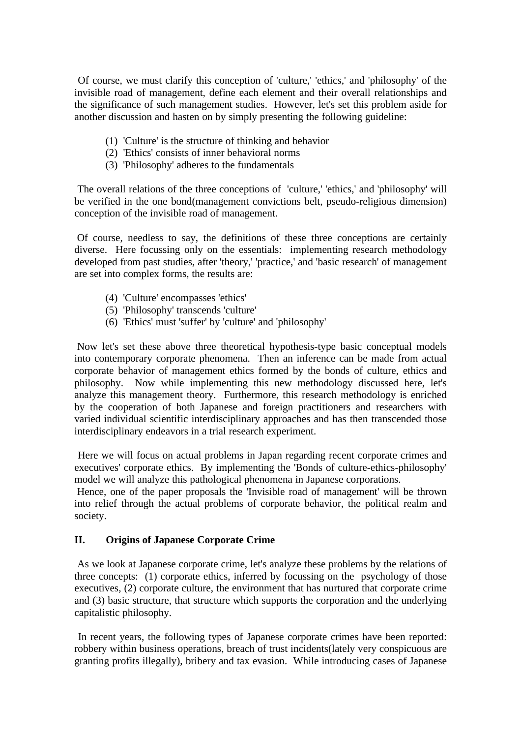Of course, we must clarify this conception of 'culture,' 'ethics,' and 'philosophy' of the invisible road of management, define each element and their overall relationships and the significance of such management studies. However, let's set this problem aside for another discussion and hasten on by simply presenting the following guideline:

(1) 'Culture' is the structure of thinking and behavior
(2) 'Ethics' consists of inner behavioral norms
(3) 'Philosophy' adheres to the fundamentals

The overall relations of the three conceptions of 'culture,' 'ethics,' and 'philosophy' will be verified in the one bond(management convictions belt, pseudo-religious dimension) conception of the invisible road of management.

Of course, needless to say, the definitions of these three conceptions are certainly diverse. Here focussing only on the essentials: implementing research methodology developed from past studies, after 'theory,' 'practice,' and 'basic research' of management are set into complex forms, the results are:

(4) 'Culture' encompasses 'ethics'
(5) 'Philosophy' transcends 'culture'
(6) 'Ethics' must 'suffer' by 'culture' and 'philosophy'

Now let's set these above three theoretical hypothesis-type basic conceptual models into contemporary corporate phenomena. Then an inference can be made from actual corporate behavior of management ethics formed by the bonds of culture, ethics and philosophy. Now while implementing this new methodology discussed here, let's analyze this management theory. Furthermore, this research methodology is enriched by the cooperation of both Japanese and foreign practitioners and researchers with varied individual scientific interdisciplinary approaches and has then transcended those interdisciplinary endeavors in a trial research experiment.

Here we will focus on actual problems in Japan regarding recent corporate crimes and executives' corporate ethics. By implementing the 'Bonds of culture-ethics-philosophy' model we will analyze this pathological phenomena in Japanese corporations.
Hence, one of the paper proposals the 'Invisible road of management' will be thrown into relief through the actual problems of corporate behavior, the political realm and society.

## II. Origins of Japanese Corporate Crime

As we look at Japanese corporate crime, let's analyze these problems by the relations of three concepts: (1) corporate ethics, inferred by focussing on the psychology of those executives, (2) corporate culture, the environment that has nurtured that corporate crime and (3) basic structure, that structure which supports the corporation and the underlying capitalistic philosophy.

In recent years, the following types of Japanese corporate crimes have been reported: robbery within business operations, breach of trust incidents(lately very conspicuous are granting profits illegally), bribery and tax evasion. While introducing cases of Japanese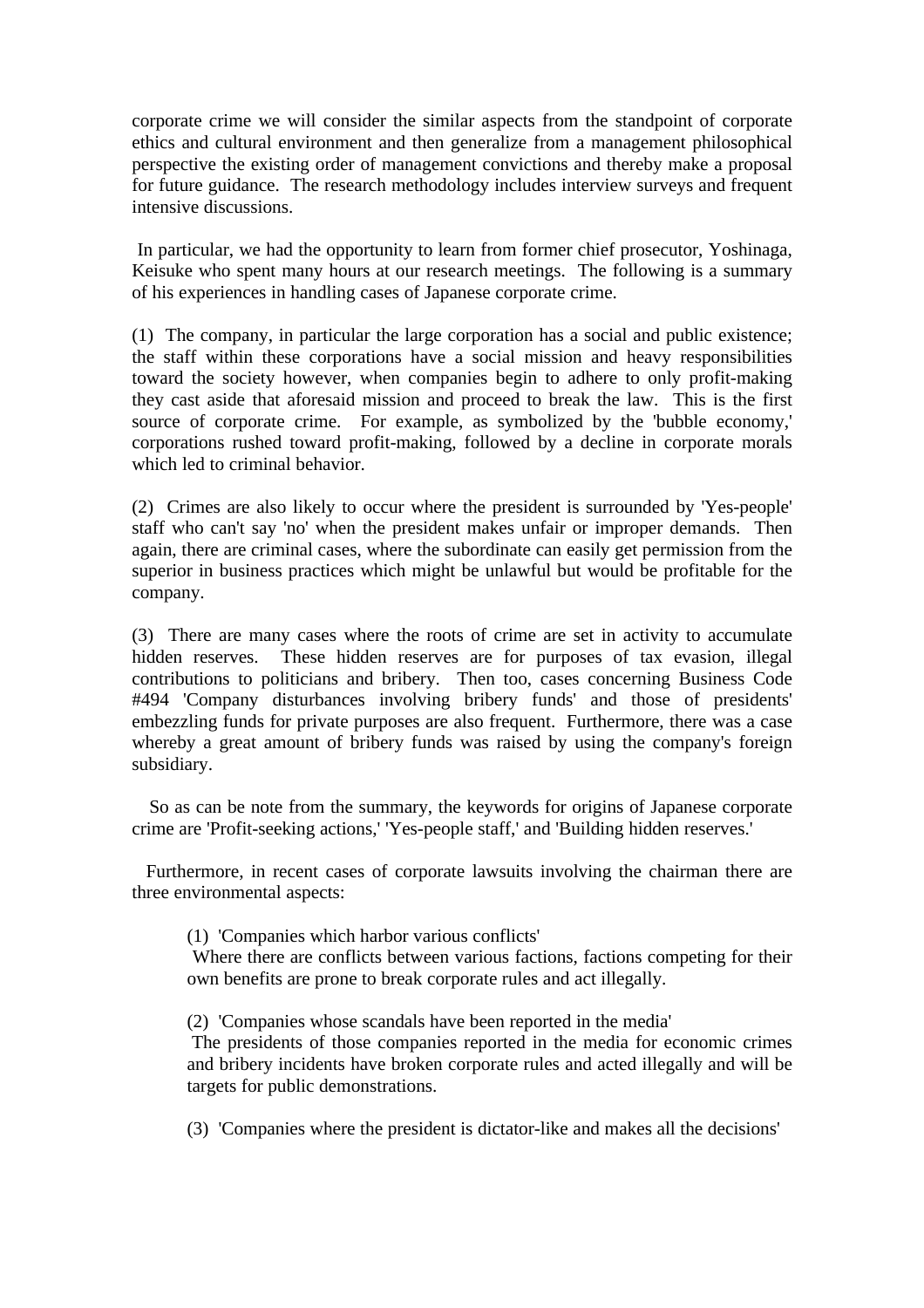corporate crime we will consider the similar aspects from the standpoint of corporate ethics and cultural environment and then generalize from a management philosophical perspective the existing order of management convictions and thereby make a proposal for future guidance. The research methodology includes interview surveys and frequent intensive discussions.

In particular, we had the opportunity to learn from former chief prosecutor, Yoshinaga, Keisuke who spent many hours at our research meetings. The following is a summary of his experiences in handling cases of Japanese corporate crime.

(1) The company, in particular the large corporation has a social and public existence; the staff within these corporations have a social mission and heavy responsibilities toward the society however, when companies begin to adhere to only profit-making they cast aside that aforesaid mission and proceed to break the law. This is the first source of corporate crime. For example, as symbolized by the 'bubble economy,' corporations rushed toward profit-making, followed by a decline in corporate morals which led to criminal behavior.

(2) Crimes are also likely to occur where the president is surrounded by 'Yes-people' staff who can't say 'no' when the president makes unfair or improper demands. Then again, there are criminal cases, where the subordinate can easily get permission from the superior in business practices which might be unlawful but would be profitable for the company.

(3) There are many cases where the roots of crime are set in activity to accumulate hidden reserves. These hidden reserves are for purposes of tax evasion, illegal contributions to politicians and bribery. Then too, cases concerning Business Code #494 'Company disturbances involving bribery funds' and those of presidents' embezzling funds for private purposes are also frequent. Furthermore, there was a case whereby a great amount of bribery funds was raised by using the company's foreign subsidiary.

So as can be note from the summary, the keywords for origins of Japanese corporate crime are 'Profit-seeking actions,' 'Yes-people staff,' and 'Building hidden reserves.'

Furthermore, in recent cases of corporate lawsuits involving the chairman there are three environmental aspects:

(1) 'Companies which harbor various conflicts'
Where there are conflicts between various factions, factions competing for their own benefits are prone to break corporate rules and act illegally.

(2) 'Companies whose scandals have been reported in the media'
The presidents of those companies reported in the media for economic crimes and bribery incidents have broken corporate rules and acted illegally and will be targets for public demonstrations.

(3) 'Companies where the president is dictator-like and makes all the decisions'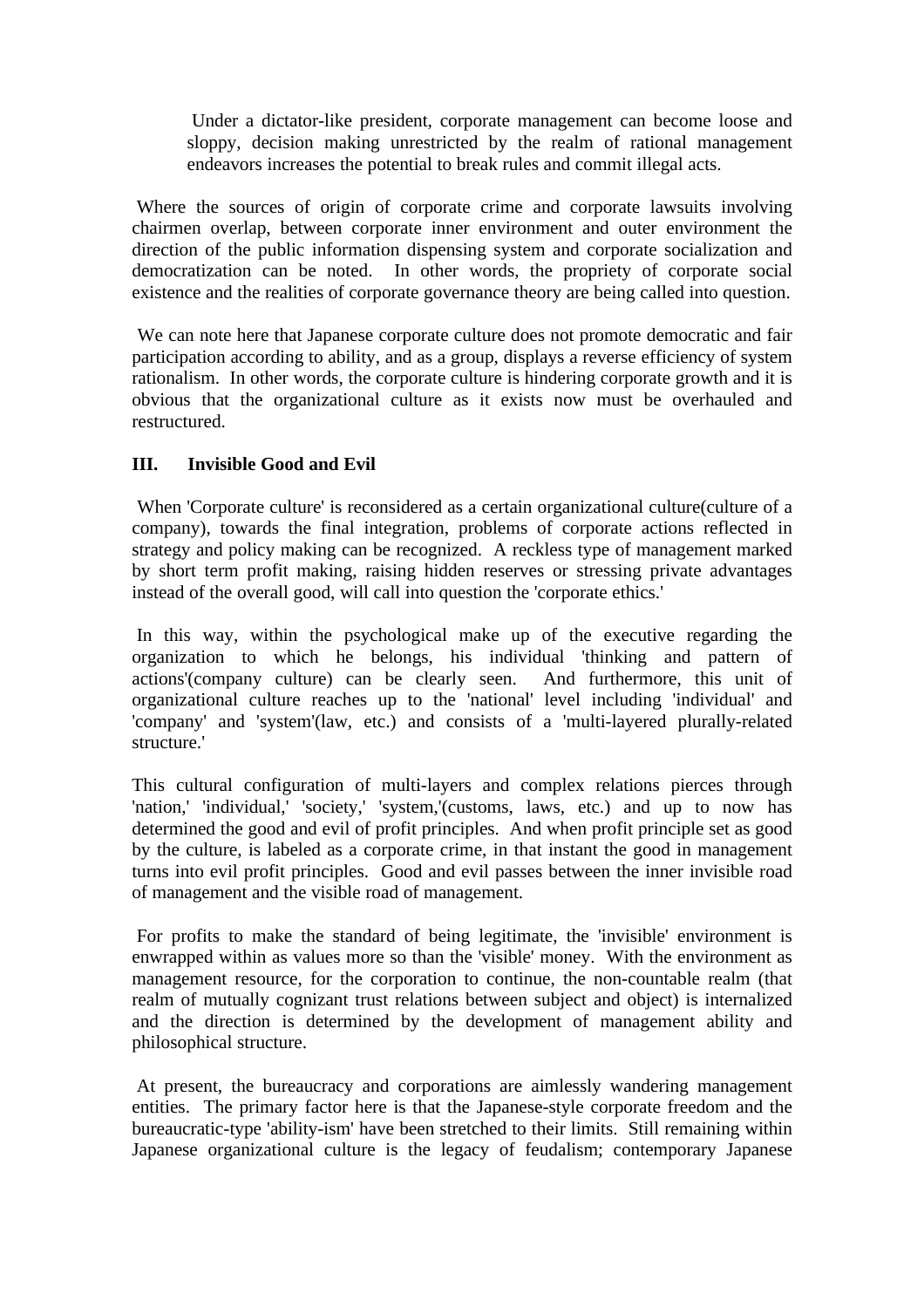> Under a dictator-like president, corporate management can become loose and sloppy, decision making unrestricted by the realm of rational management endeavors increases the potential to break rules and commit illegal acts.

Where the sources of origin of corporate crime and corporate lawsuits involving chairmen overlap, between corporate inner environment and outer environment the direction of the public information dispensing system and corporate socialization and democratization can be noted. In other words, the propriety of corporate social existence and the realities of corporate governance theory are being called into question.

We can note here that Japanese corporate culture does not promote democratic and fair participation according to ability, and as a group, displays a reverse efficiency of system rationalism. In other words, the corporate culture is hindering corporate growth and it is obvious that the organizational culture as it exists now must be overhauled and restructured.

## III. Invisible Good and Evil

When 'Corporate culture' is reconsidered as a certain organizational culture(culture of a company), towards the final integration, problems of corporate actions reflected in strategy and policy making can be recognized. A reckless type of management marked by short term profit making, raising hidden reserves or stressing private advantages instead of the overall good, will call into question the 'corporate ethics.'

In this way, within the psychological make up of the executive regarding the organization to which he belongs, his individual 'thinking and pattern of actions'(company culture) can be clearly seen. And furthermore, this unit of organizational culture reaches up to the 'national' level including 'individual' and 'company' and 'system'(law, etc.) and consists of a 'multi-layered plurally-related structure.'

This cultural configuration of multi-layers and complex relations pierces through 'nation,' 'individual,' 'society,' 'system,'(customs, laws, etc.) and up to now has determined the good and evil of profit principles. And when profit principle set as good by the culture, is labeled as a corporate crime, in that instant the good in management turns into evil profit principles. Good and evil passes between the inner invisible road of management and the visible road of management.

For profits to make the standard of being legitimate, the 'invisible' environment is enwrapped within as values more so than the 'visible' money. With the environment as management resource, for the corporation to continue, the non-countable realm (that realm of mutually cognizant trust relations between subject and object) is internalized and the direction is determined by the development of management ability and philosophical structure.

At present, the bureaucracy and corporations are aimlessly wandering management entities. The primary factor here is that the Japanese-style corporate freedom and the bureaucratic-type 'ability-ism' have been stretched to their limits. Still remaining within Japanese organizational culture is the legacy of feudalism; contemporary Japanese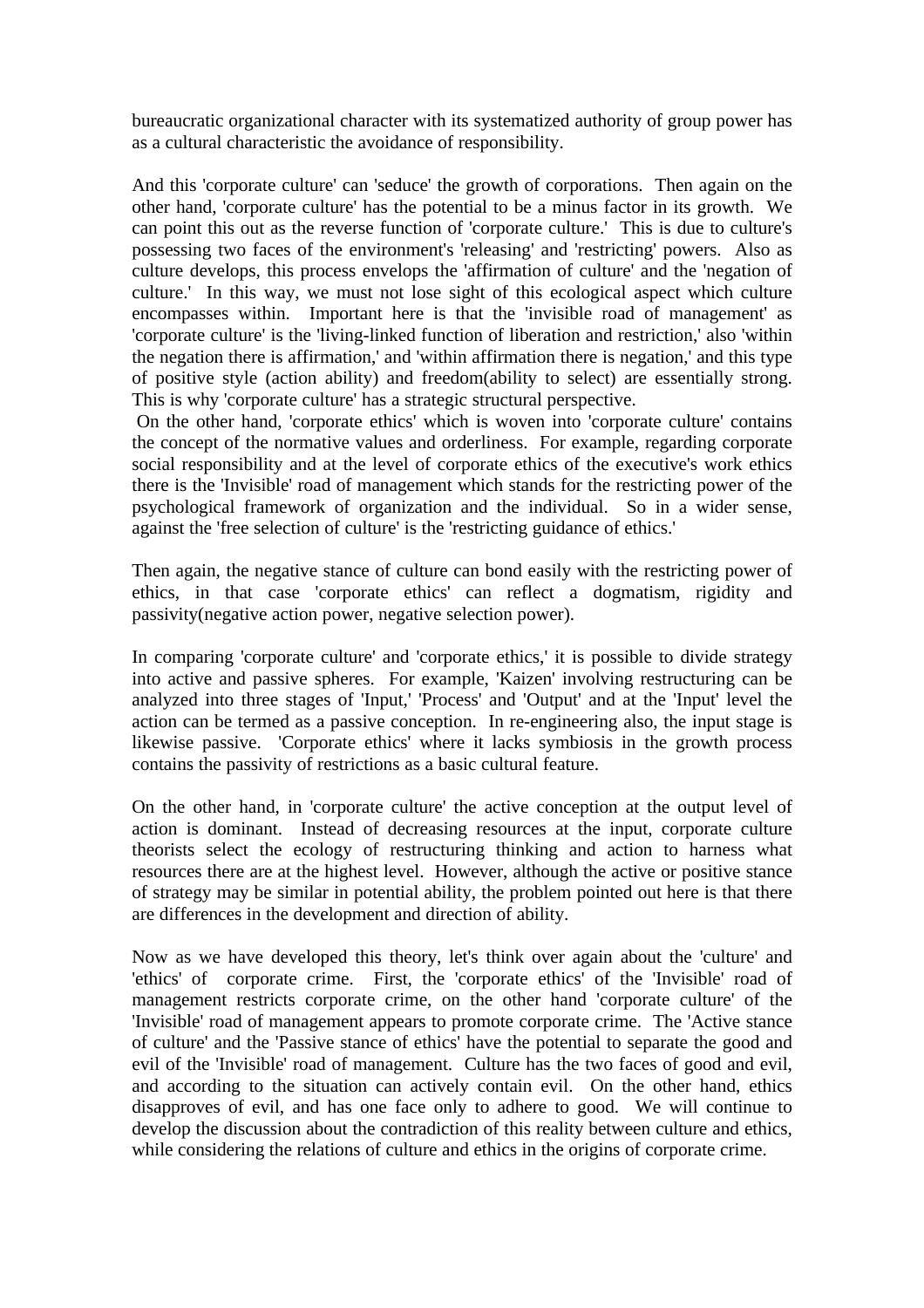bureaucratic organizational character with its systematized authority of group power has as a cultural characteristic the avoidance of responsibility.

And this 'corporate culture' can 'seduce' the growth of corporations. Then again on the other hand, 'corporate culture' has the potential to be a minus factor in its growth. We can point this out as the reverse function of 'corporate culture.' This is due to culture's possessing two faces of the environment's 'releasing' and 'restricting' powers. Also as culture develops, this process envelops the 'affirmation of culture' and the 'negation of culture.' In this way, we must not lose sight of this ecological aspect which culture encompasses within. Important here is that the 'invisible road of management' as 'corporate culture' is the 'living-linked function of liberation and restriction,' also 'within the negation there is affirmation,' and 'within affirmation there is negation,' and this type of positive style (action ability) and freedom(ability to select) are essentially strong. This is why 'corporate culture' has a strategic structural perspective.

On the other hand, 'corporate ethics' which is woven into 'corporate culture' contains the concept of the normative values and orderliness. For example, regarding corporate social responsibility and at the level of corporate ethics of the executive's work ethics there is the 'Invisible' road of management which stands for the restricting power of the psychological framework of organization and the individual. So in a wider sense, against the 'free selection of culture' is the 'restricting guidance of ethics.'

Then again, the negative stance of culture can bond easily with the restricting power of ethics, in that case 'corporate ethics' can reflect a dogmatism, rigidity and passivity(negative action power, negative selection power).

In comparing 'corporate culture' and 'corporate ethics,' it is possible to divide strategy into active and passive spheres. For example, 'Kaizen' involving restructuring can be analyzed into three stages of 'Input,' 'Process' and 'Output' and at the 'Input' level the action can be termed as a passive conception. In re-engineering also, the input stage is likewise passive. 'Corporate ethics' where it lacks symbiosis in the growth process contains the passivity of restrictions as a basic cultural feature.

On the other hand, in 'corporate culture' the active conception at the output level of action is dominant. Instead of decreasing resources at the input, corporate culture theorists select the ecology of restructuring thinking and action to harness what resources there are at the highest level. However, although the active or positive stance of strategy may be similar in potential ability, the problem pointed out here is that there are differences in the development and direction of ability.

Now as we have developed this theory, let's think over again about the 'culture' and 'ethics' of corporate crime. First, the 'corporate ethics' of the 'Invisible' road of management restricts corporate crime, on the other hand 'corporate culture' of the 'Invisible' road of management appears to promote corporate crime. The 'Active stance of culture' and the 'Passive stance of ethics' have the potential to separate the good and evil of the 'Invisible' road of management. Culture has the two faces of good and evil, and according to the situation can actively contain evil. On the other hand, ethics disapproves of evil, and has one face only to adhere to good. We will continue to develop the discussion about the contradiction of this reality between culture and ethics, while considering the relations of culture and ethics in the origins of corporate crime.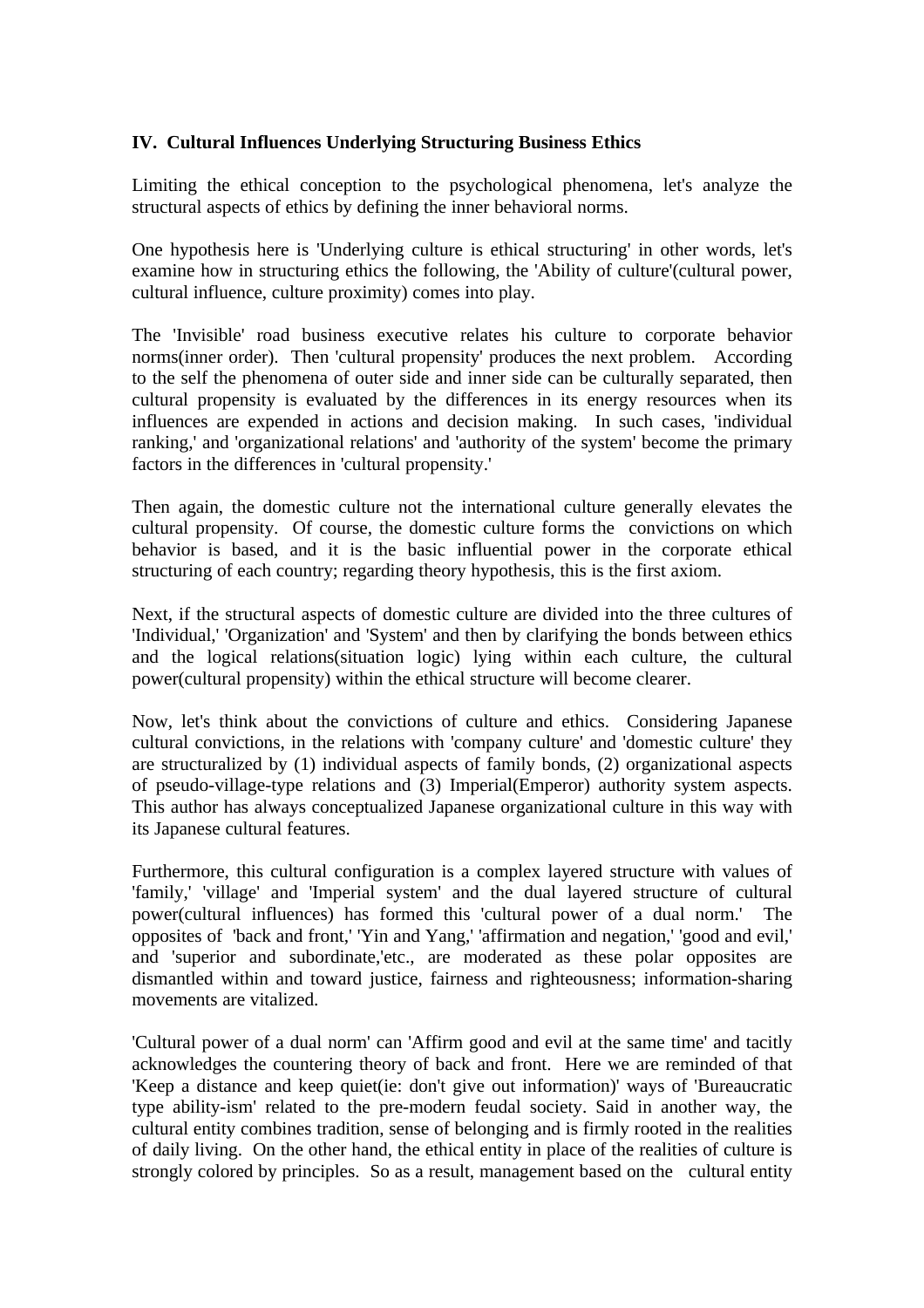## IV. Cultural Influences Underlying Structuring Business Ethics

Limiting the ethical conception to the psychological phenomena, let's analyze the structural aspects of ethics by defining the inner behavioral norms.

One hypothesis here is 'Underlying culture is ethical structuring' in other words, let's examine how in structuring ethics the following, the 'Ability of culture'(cultural power, cultural influence, culture proximity) comes into play.

The 'Invisible' road business executive relates his culture to corporate behavior norms(inner order). Then 'cultural propensity' produces the next problem. According to the self the phenomena of outer side and inner side can be culturally separated, then cultural propensity is evaluated by the differences in its energy resources when its influences are expended in actions and decision making. In such cases, 'individual ranking,' and 'organizational relations' and 'authority of the system' become the primary factors in the differences in 'cultural propensity.'

Then again, the domestic culture not the international culture generally elevates the cultural propensity. Of course, the domestic culture forms the convictions on which behavior is based, and it is the basic influential power in the corporate ethical structuring of each country; regarding theory hypothesis, this is the first axiom.

Next, if the structural aspects of domestic culture are divided into the three cultures of 'Individual,' 'Organization' and 'System' and then by clarifying the bonds between ethics and the logical relations(situation logic) lying within each culture, the cultural power(cultural propensity) within the ethical structure will become clearer.

Now, let's think about the convictions of culture and ethics. Considering Japanese cultural convictions, in the relations with 'company culture' and 'domestic culture' they are structuralized by (1) individual aspects of family bonds, (2) organizational aspects of pseudo-village-type relations and (3) Imperial(Emperor) authority system aspects. This author has always conceptualized Japanese organizational culture in this way with its Japanese cultural features.

Furthermore, this cultural configuration is a complex layered structure with values of 'family,' 'village' and 'Imperial system' and the dual layered structure of cultural power(cultural influences) has formed this 'cultural power of a dual norm.' The opposites of 'back and front,' 'Yin and Yang,' 'affirmation and negation,' 'good and evil,' and 'superior and subordinate,'etc., are moderated as these polar opposites are dismantled within and toward justice, fairness and righteousness; information-sharing movements are vitalized.

'Cultural power of a dual norm' can 'Affirm good and evil at the same time' and tacitly acknowledges the countering theory of back and front. Here we are reminded of that 'Keep a distance and keep quiet(ie: don't give out information)' ways of 'Bureaucratic type ability-ism' related to the pre-modern feudal society. Said in another way, the cultural entity combines tradition, sense of belonging and is firmly rooted in the realities of daily living. On the other hand, the ethical entity in place of the realities of culture is strongly colored by principles. So as a result, management based on the cultural entity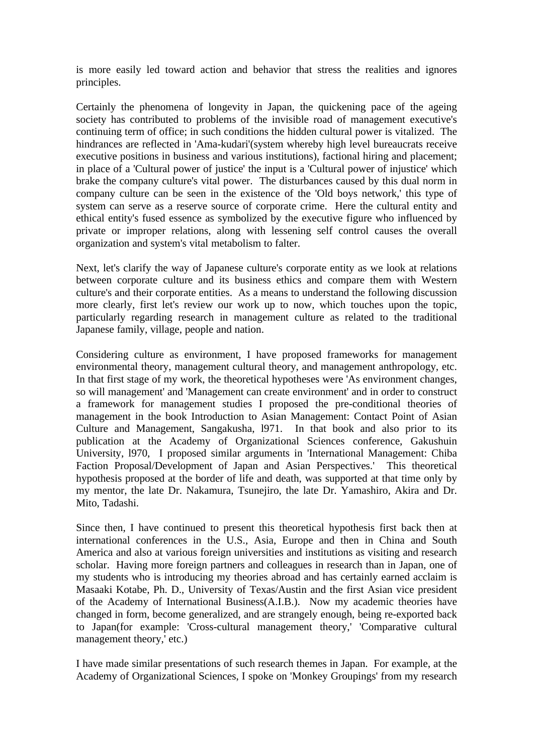is more easily led toward action and behavior that stress the realities and ignores principles.

Certainly the phenomena of longevity in Japan, the quickening pace of the ageing society has contributed to problems of the invisible road of management executive's continuing term of office; in such conditions the hidden cultural power is vitalized. The hindrances are reflected in 'Ama-kudari'(system whereby high level bureaucrats receive executive positions in business and various institutions), factional hiring and placement; in place of a 'Cultural power of justice' the input is a 'Cultural power of injustice' which brake the company culture's vital power. The disturbances caused by this dual norm in company culture can be seen in the existence of the 'Old boys network,' this type of system can serve as a reserve source of corporate crime. Here the cultural entity and ethical entity's fused essence as symbolized by the executive figure who influenced by private or improper relations, along with lessening self control causes the overall organization and system's vital metabolism to falter.

Next, let's clarify the way of Japanese culture's corporate entity as we look at relations between corporate culture and its business ethics and compare them with Western culture's and their corporate entities. As a means to understand the following discussion more clearly, first let's review our work up to now, which touches upon the topic, particularly regarding research in management culture as related to the traditional Japanese family, village, people and nation.

Considering culture as environment, I have proposed frameworks for management environmental theory, management cultural theory, and management anthropology, etc. In that first stage of my work, the theoretical hypotheses were 'As environment changes, so will management' and 'Management can create environment' and in order to construct a framework for management studies I proposed the pre-conditional theories of management in the book Introduction to Asian Management: Contact Point of Asian Culture and Management, Sangakusha, l971. In that book and also prior to its publication at the Academy of Organizational Sciences conference, Gakushuin University, l970, I proposed similar arguments in 'International Management: Chiba Faction Proposal/Development of Japan and Asian Perspectives.' This theoretical hypothesis proposed at the border of life and death, was supported at that time only by my mentor, the late Dr. Nakamura, Tsunejiro, the late Dr. Yamashiro, Akira and Dr. Mito, Tadashi.

Since then, I have continued to present this theoretical hypothesis first back then at international conferences in the U.S., Asia, Europe and then in China and South America and also at various foreign universities and institutions as visiting and research scholar. Having more foreign partners and colleagues in research than in Japan, one of my students who is introducing my theories abroad and has certainly earned acclaim is Masaaki Kotabe, Ph. D., University of Texas/Austin and the first Asian vice president of the Academy of International Business(A.I.B.). Now my academic theories have changed in form, become generalized, and are strangely enough, being re-exported back to Japan(for example: 'Cross-cultural management theory,' 'Comparative cultural management theory,' etc.)

I have made similar presentations of such research themes in Japan. For example, at the Academy of Organizational Sciences, I spoke on 'Monkey Groupings' from my research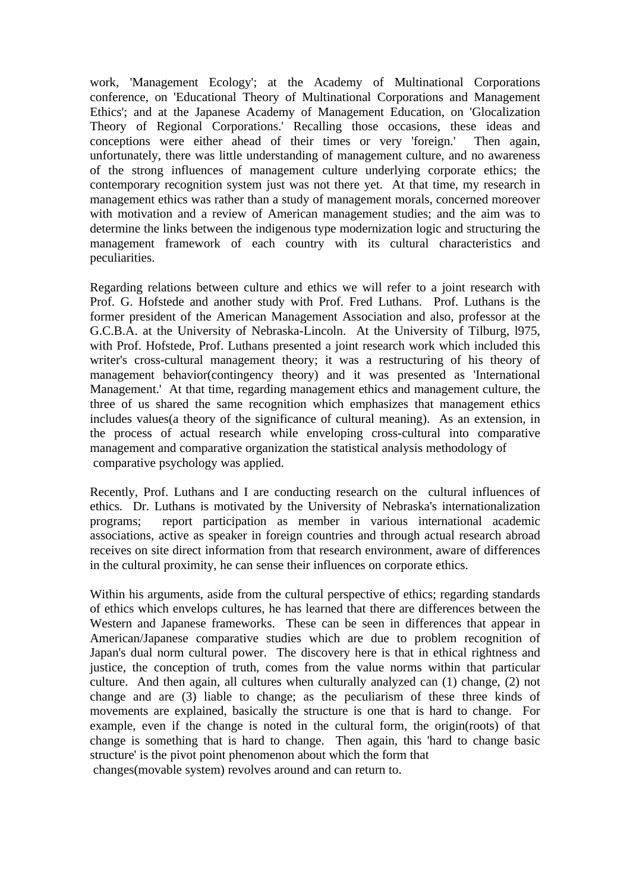work, 'Management Ecology'; at the Academy of Multinational Corporations conference, on 'Educational Theory of Multinational Corporations and Management Ethics'; and at the Japanese Academy of Management Education, on 'Glocalization Theory of Regional Corporations.' Recalling those occasions, these ideas and conceptions were either ahead of their times or very 'foreign.' Then again, unfortunately, there was little understanding of management culture, and no awareness of the strong influences of management culture underlying corporate ethics; the contemporary recognition system just was not there yet. At that time, my research in management ethics was rather than a study of management morals, concerned moreover with motivation and a review of American management studies; and the aim was to determine the links between the indigenous type modernization logic and structuring the management framework of each country with its cultural characteristics and peculiarities.

Regarding relations between culture and ethics we will refer to a joint research with Prof. G. Hofstede and another study with Prof. Fred Luthans. Prof. Luthans is the former president of the American Management Association and also, professor at the G.C.B.A. at the University of Nebraska-Lincoln. At the University of Tilburg, l975, with Prof. Hofstede, Prof. Luthans presented a joint research work which included this writer's cross-cultural management theory; it was a restructuring of his theory of management behavior(contingency theory) and it was presented as 'International Management.' At that time, regarding management ethics and management culture, the three of us shared the same recognition which emphasizes that management ethics includes values(a theory of the significance of cultural meaning). As an extension, in the process of actual research while enveloping cross-cultural into comparative management and comparative organization the statistical analysis methodology of comparative psychology was applied.

Recently, Prof. Luthans and I are conducting research on the cultural influences of ethics. Dr. Luthans is motivated by the University of Nebraska's internationalization programs; report participation as member in various international academic associations, active as speaker in foreign countries and through actual research abroad receives on site direct information from that research environment, aware of differences in the cultural proximity, he can sense their influences on corporate ethics.

Within his arguments, aside from the cultural perspective of ethics; regarding standards of ethics which envelops cultures, he has learned that there are differences between the Western and Japanese frameworks. These can be seen in differences that appear in American/Japanese comparative studies which are due to problem recognition of Japan's dual norm cultural power. The discovery here is that in ethical rightness and justice, the conception of truth, comes from the value norms within that particular culture. And then again, all cultures when culturally analyzed can (1) change, (2) not change and are (3) liable to change; as the peculiarism of these three kinds of movements are explained, basically the structure is one that is hard to change. For example, even if the change is noted in the cultural form, the origin(roots) of that change is something that is hard to change. Then again, this 'hard to change basic structure' is the pivot point phenomenon about which the form that changes(movable system) revolves around and can return to.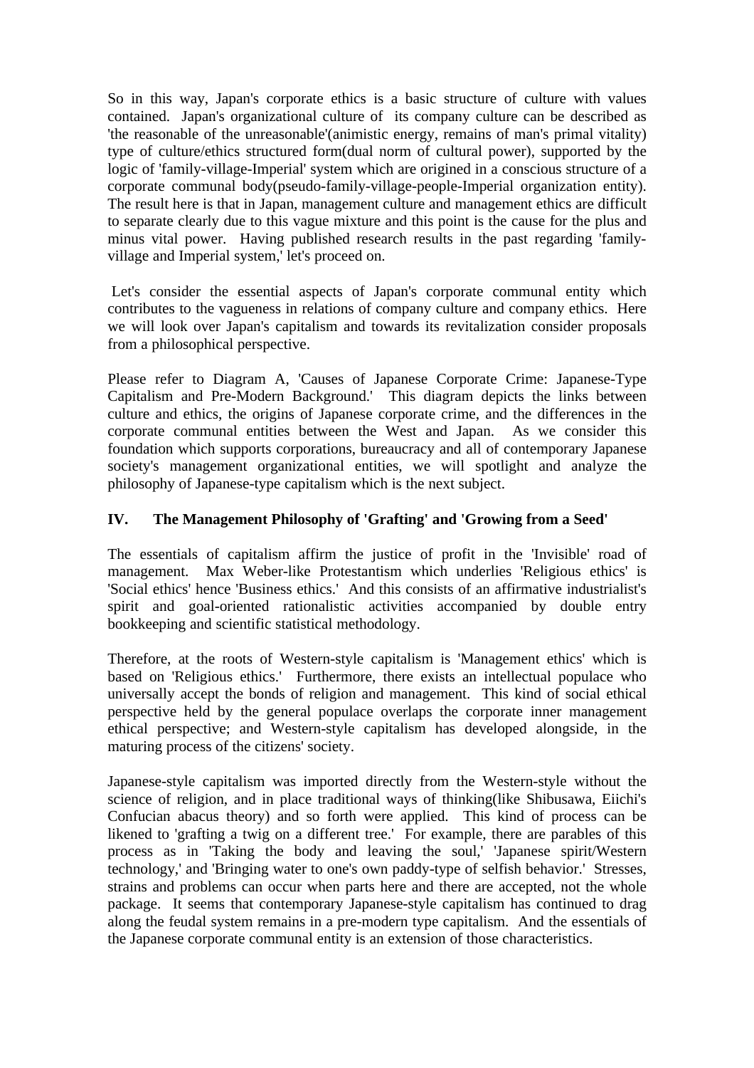So in this way, Japan's corporate ethics is a basic structure of culture with values contained. Japan's organizational culture of its company culture can be described as 'the reasonable of the unreasonable'(animistic energy, remains of man's primal vitality) type of culture/ethics structured form(dual norm of cultural power), supported by the logic of 'family-village-Imperial' system which are origined in a conscious structure of a corporate communal body(pseudo-family-village-people-Imperial organization entity). The result here is that in Japan, management culture and management ethics are difficult to separate clearly due to this vague mixture and this point is the cause for the plus and minus vital power. Having published research results in the past regarding 'family-village and Imperial system,' let's proceed on.

Let's consider the essential aspects of Japan's corporate communal entity which contributes to the vagueness in relations of company culture and company ethics. Here we will look over Japan's capitalism and towards its revitalization consider proposals from a philosophical perspective.

Please refer to Diagram A, 'Causes of Japanese Corporate Crime: Japanese-Type Capitalism and Pre-Modern Background.' This diagram depicts the links between culture and ethics, the origins of Japanese corporate crime, and the differences in the corporate communal entities between the West and Japan. As we consider this foundation which supports corporations, bureaucracy and all of contemporary Japanese society's management organizational entities, we will spotlight and analyze the philosophy of Japanese-type capitalism which is the next subject.

## IV. The Management Philosophy of 'Grafting' and 'Growing from a Seed'

The essentials of capitalism affirm the justice of profit in the 'Invisible' road of management. Max Weber-like Protestantism which underlies 'Religious ethics' is 'Social ethics' hence 'Business ethics.' And this consists of an affirmative industrialist's spirit and goal-oriented rationalistic activities accompanied by double entry bookkeeping and scientific statistical methodology.

Therefore, at the roots of Western-style capitalism is 'Management ethics' which is based on 'Religious ethics.' Furthermore, there exists an intellectual populace who universally accept the bonds of religion and management. This kind of social ethical perspective held by the general populace overlaps the corporate inner management ethical perspective; and Western-style capitalism has developed alongside, in the maturing process of the citizens' society.

Japanese-style capitalism was imported directly from the Western-style without the science of religion, and in place traditional ways of thinking(like Shibusawa, Eiichi's Confucian abacus theory) and so forth were applied. This kind of process can be likened to 'grafting a twig on a different tree.' For example, there are parables of this process as in 'Taking the body and leaving the soul,' 'Japanese spirit/Western technology,' and 'Bringing water to one's own paddy-type of selfish behavior.' Stresses, strains and problems can occur when parts here and there are accepted, not the whole package. It seems that contemporary Japanese-style capitalism has continued to drag along the feudal system remains in a pre-modern type capitalism. And the essentials of the Japanese corporate communal entity is an extension of those characteristics.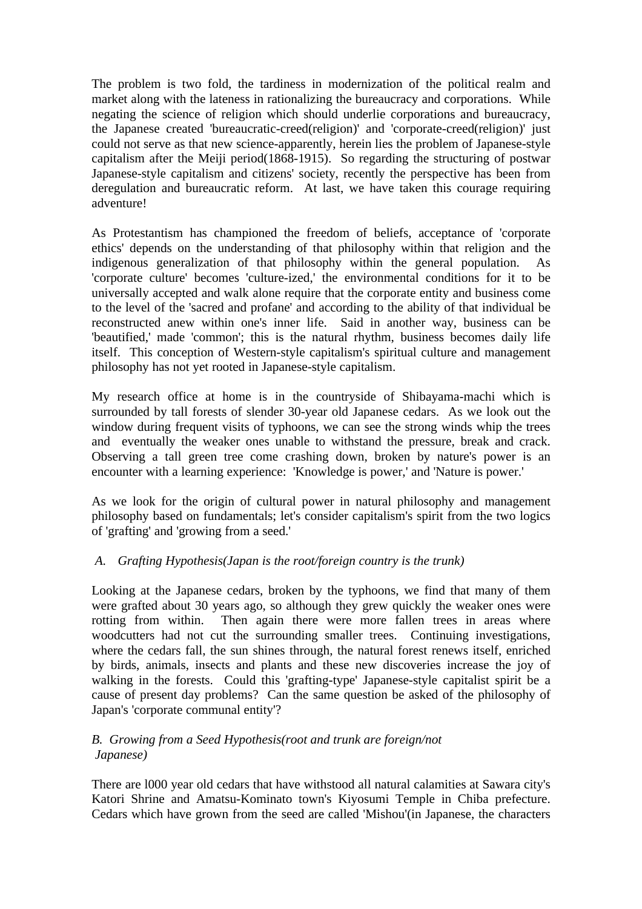The problem is two fold, the tardiness in modernization of the political realm and market along with the lateness in rationalizing the bureaucracy and corporations. While negating the science of religion which should underlie corporations and bureaucracy, the Japanese created 'bureaucratic-creed(religion)' and 'corporate-creed(religion)' just could not serve as that new science-apparently, herein lies the problem of Japanese-style capitalism after the Meiji period(1868-1915). So regarding the structuring of postwar Japanese-style capitalism and citizens' society, recently the perspective has been from deregulation and bureaucratic reform. At last, we have taken this courage requiring adventure!

As Protestantism has championed the freedom of beliefs, acceptance of 'corporate ethics' depends on the understanding of that philosophy within that religion and the indigenous generalization of that philosophy within the general population. As 'corporate culture' becomes 'culture-ized,' the environmental conditions for it to be universally accepted and walk alone require that the corporate entity and business come to the level of the 'sacred and profane' and according to the ability of that individual be reconstructed anew within one's inner life. Said in another way, business can be 'beautified,' made 'common'; this is the natural rhythm, business becomes daily life itself. This conception of Western-style capitalism's spiritual culture and management philosophy has not yet rooted in Japanese-style capitalism.

My research office at home is in the countryside of Shibayama-machi which is surrounded by tall forests of slender 30-year old Japanese cedars. As we look out the window during frequent visits of typhoons, we can see the strong winds whip the trees and eventually the weaker ones unable to withstand the pressure, break and crack. Observing a tall green tree come crashing down, broken by nature's power is an encounter with a learning experience: 'Knowledge is power,' and 'Nature is power.'

As we look for the origin of cultural power in natural philosophy and management philosophy based on fundamentals; let's consider capitalism's spirit from the two logics of 'grafting' and 'growing from a seed.'

*A. Grafting Hypothesis(Japan is the root/foreign country is the trunk)*

Looking at the Japanese cedars, broken by the typhoons, we find that many of them were grafted about 30 years ago, so although they grew quickly the weaker ones were rotting from within. Then again there were more fallen trees in areas where woodcutters had not cut the surrounding smaller trees. Continuing investigations, where the cedars fall, the sun shines through, the natural forest renews itself, enriched by birds, animals, insects and plants and these new discoveries increase the joy of walking in the forests. Could this 'grafting-type' Japanese-style capitalist spirit be a cause of present day problems? Can the same question be asked of the philosophy of Japan's 'corporate communal entity'?

*B. Growing from a Seed Hypothesis(root and trunk are foreign/not Japanese)*

There are 1000 year old cedars that have withstood all natural calamities at Sawara city's Katori Shrine and Amatsu-Kominato town's Kiyosumi Temple in Chiba prefecture. Cedars which have grown from the seed are called 'Mishou'(in Japanese, the characters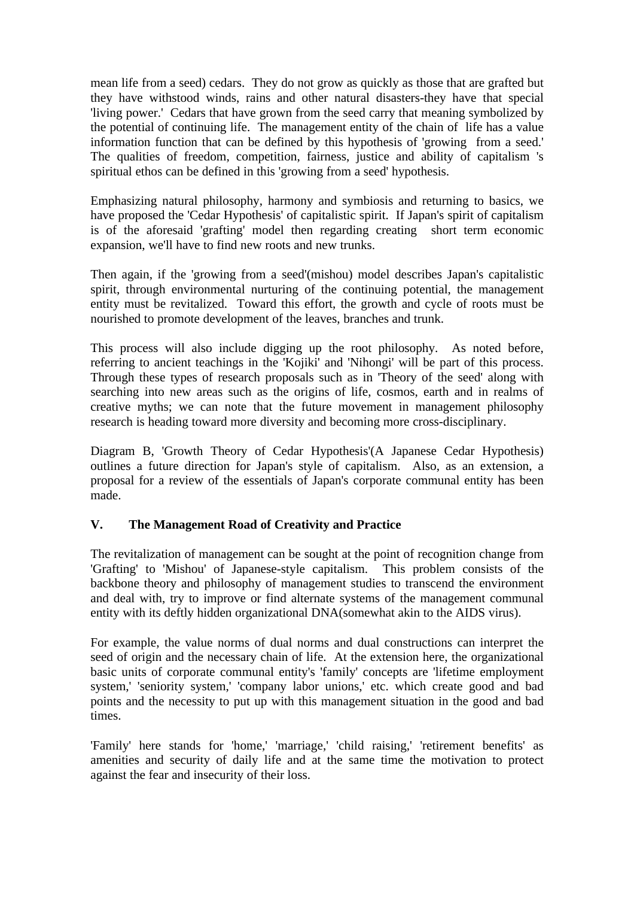mean life from a seed) cedars. They do not grow as quickly as those that are grafted but they have withstood winds, rains and other natural disasters-they have that special 'living power.' Cedars that have grown from the seed carry that meaning symbolized by the potential of continuing life. The management entity of the chain of life has a value information function that can be defined by this hypothesis of 'growing from a seed.' The qualities of freedom, competition, fairness, justice and ability of capitalism 's spiritual ethos can be defined in this 'growing from a seed' hypothesis.

Emphasizing natural philosophy, harmony and symbiosis and returning to basics, we have proposed the 'Cedar Hypothesis' of capitalistic spirit. If Japan's spirit of capitalism is of the aforesaid 'grafting' model then regarding creating short term economic expansion, we'll have to find new roots and new trunks.

Then again, if the 'growing from a seed'(mishou) model describes Japan's capitalistic spirit, through environmental nurturing of the continuing potential, the management entity must be revitalized. Toward this effort, the growth and cycle of roots must be nourished to promote development of the leaves, branches and trunk.

This process will also include digging up the root philosophy. As noted before, referring to ancient teachings in the 'Kojiki' and 'Nihongi' will be part of this process. Through these types of research proposals such as in 'Theory of the seed' along with searching into new areas such as the origins of life, cosmos, earth and in realms of creative myths; we can note that the future movement in management philosophy research is heading toward more diversity and becoming more cross-disciplinary.

Diagram B, 'Growth Theory of Cedar Hypothesis'(A Japanese Cedar Hypothesis) outlines a future direction for Japan's style of capitalism. Also, as an extension, a proposal for a review of the essentials of Japan's corporate communal entity has been made.

## V. The Management Road of Creativity and Practice

The revitalization of management can be sought at the point of recognition change from 'Grafting' to 'Mishou' of Japanese-style capitalism. This problem consists of the backbone theory and philosophy of management studies to transcend the environment and deal with, try to improve or find alternate systems of the management communal entity with its deftly hidden organizational DNA(somewhat akin to the AIDS virus).

For example, the value norms of dual norms and dual constructions can interpret the seed of origin and the necessary chain of life. At the extension here, the organizational basic units of corporate communal entity's 'family' concepts are 'lifetime employment system,' 'seniority system,' 'company labor unions,' etc. which create good and bad points and the necessity to put up with this management situation in the good and bad times.

'Family' here stands for 'home,' 'marriage,' 'child raising,' 'retirement benefits' as amenities and security of daily life and at the same time the motivation to protect against the fear and insecurity of their loss.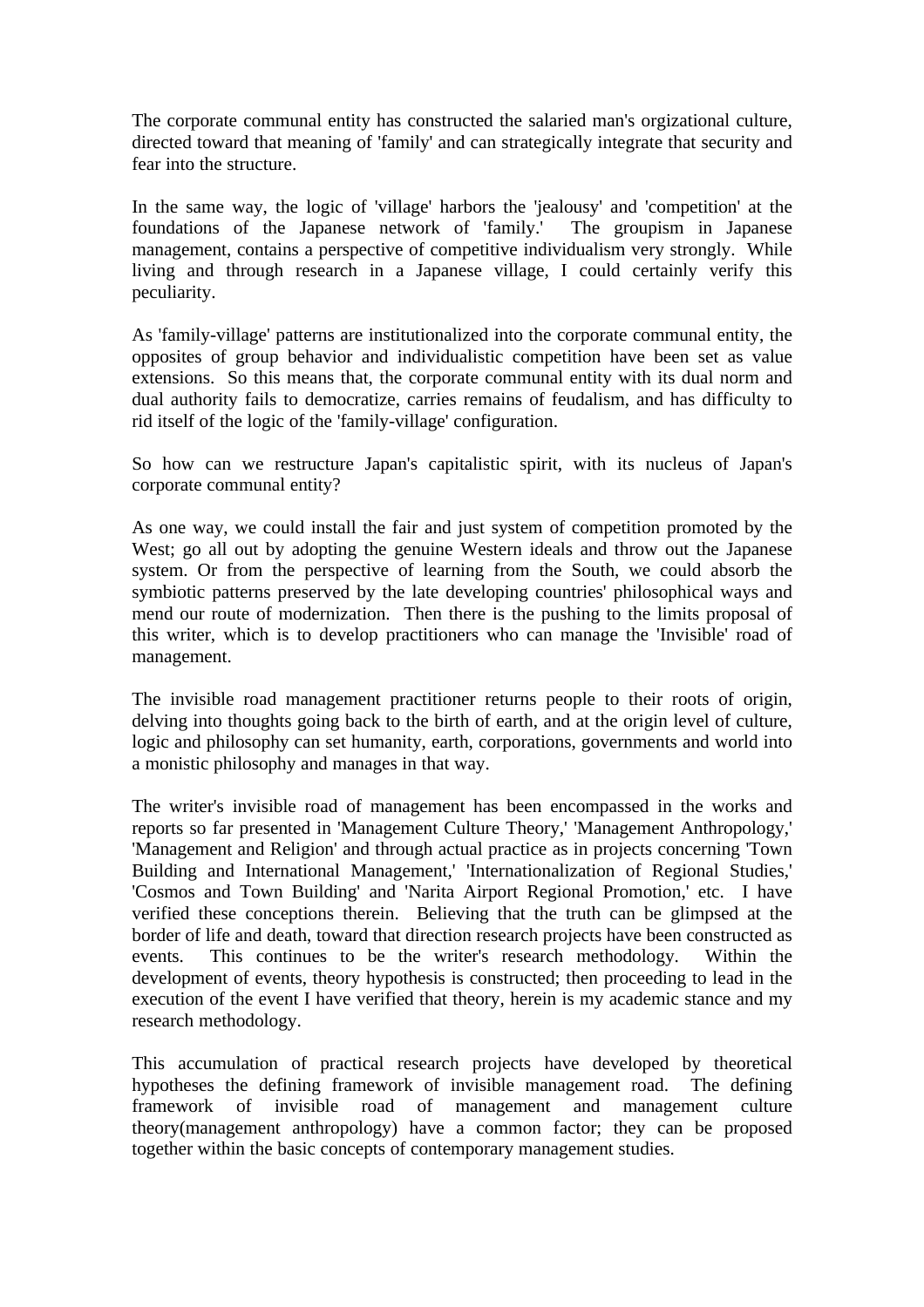The corporate communal entity has constructed the salaried man's orgizational culture, directed toward that meaning of 'family' and can strategically integrate that security and fear into the structure.

In the same way, the logic of 'village' harbors the 'jealousy' and 'competition' at the foundations of the Japanese network of 'family.' The groupism in Japanese management, contains a perspective of competitive individualism very strongly. While living and through research in a Japanese village, I could certainly verify this peculiarity.

As 'family-village' patterns are institutionalized into the corporate communal entity, the opposites of group behavior and individualistic competition have been set as value extensions. So this means that, the corporate communal entity with its dual norm and dual authority fails to democratize, carries remains of feudalism, and has difficulty to rid itself of the logic of the 'family-village' configuration.

So how can we restructure Japan's capitalistic spirit, with its nucleus of Japan's corporate communal entity?

As one way, we could install the fair and just system of competition promoted by the West; go all out by adopting the genuine Western ideals and throw out the Japanese system. Or from the perspective of learning from the South, we could absorb the symbiotic patterns preserved by the late developing countries' philosophical ways and mend our route of modernization. Then there is the pushing to the limits proposal of this writer, which is to develop practitioners who can manage the 'Invisible' road of management.

The invisible road management practitioner returns people to their roots of origin, delving into thoughts going back to the birth of earth, and at the origin level of culture, logic and philosophy can set humanity, earth, corporations, governments and world into a monistic philosophy and manages in that way.

The writer's invisible road of management has been encompassed in the works and reports so far presented in 'Management Culture Theory,' 'Management Anthropology,' 'Management and Religion' and through actual practice as in projects concerning 'Town Building and International Management,' 'Internationalization of Regional Studies,' 'Cosmos and Town Building' and 'Narita Airport Regional Promotion,' etc. I have verified these conceptions therein. Believing that the truth can be glimpsed at the border of life and death, toward that direction research projects have been constructed as events. This continues to be the writer's research methodology. Within the development of events, theory hypothesis is constructed; then proceeding to lead in the execution of the event I have verified that theory, herein is my academic stance and my research methodology.

This accumulation of practical research projects have developed by theoretical hypotheses the defining framework of invisible management road. The defining framework of invisible road of management and management culture theory(management anthropology) have a common factor; they can be proposed together within the basic concepts of contemporary management studies.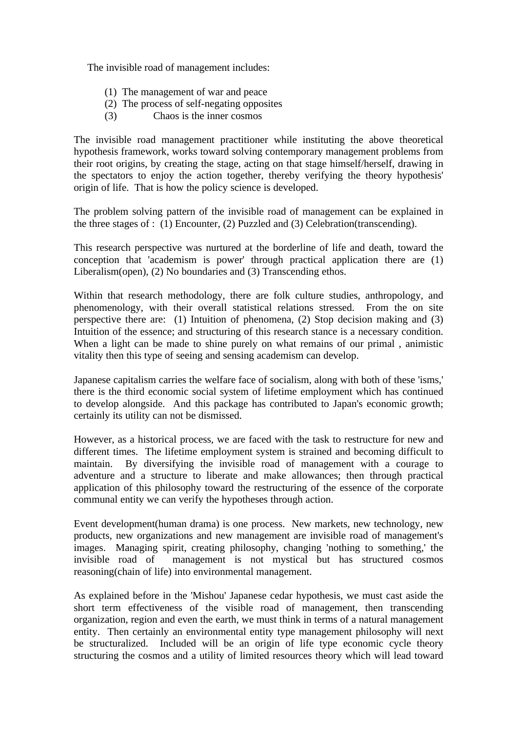The invisible road of management includes:

(1) The management of war and peace
(2) The process of self-negating opposites
(3) Chaos is the inner cosmos

The invisible road management practitioner while instituting the above theoretical hypothesis framework, works toward solving contemporary management problems from their root origins, by creating the stage, acting on that stage himself/herself, drawing in the spectators to enjoy the action together, thereby verifying the theory hypothesis' origin of life. That is how the policy science is developed.

The problem solving pattern of the invisible road of management can be explained in the three stages of : (1) Encounter, (2) Puzzled and (3) Celebration(transcending).

This research perspective was nurtured at the borderline of life and death, toward the conception that 'academism is power' through practical application there are (1) Liberalism(open), (2) No boundaries and (3) Transcending ethos.

Within that research methodology, there are folk culture studies, anthropology, and phenomenology, with their overall statistical relations stressed. From the on site perspective there are: (1) Intuition of phenomena, (2) Stop decision making and (3) Intuition of the essence; and structuring of this research stance is a necessary condition. When a light can be made to shine purely on what remains of our primal , animistic vitality then this type of seeing and sensing academism can develop.

Japanese capitalism carries the welfare face of socialism, along with both of these 'isms,' there is the third economic social system of lifetime employment which has continued to develop alongside. And this package has contributed to Japan's economic growth; certainly its utility can not be dismissed.

However, as a historical process, we are faced with the task to restructure for new and different times. The lifetime employment system is strained and becoming difficult to maintain. By diversifying the invisible road of management with a courage to adventure and a structure to liberate and make allowances; then through practical application of this philosophy toward the restructuring of the essence of the corporate communal entity we can verify the hypotheses through action.

Event development(human drama) is one process. New markets, new technology, new products, new organizations and new management are invisible road of management's images. Managing spirit, creating philosophy, changing 'nothing to something,' the invisible road of management is not mystical but has structured cosmos reasoning(chain of life) into environmental management.

As explained before in the 'Mishou' Japanese cedar hypothesis, we must cast aside the short term effectiveness of the visible road of management, then transcending organization, region and even the earth, we must think in terms of a natural management entity. Then certainly an environmental entity type management philosophy will next be structuralized. Included will be an origin of life type economic cycle theory structuring the cosmos and a utility of limited resources theory which will lead toward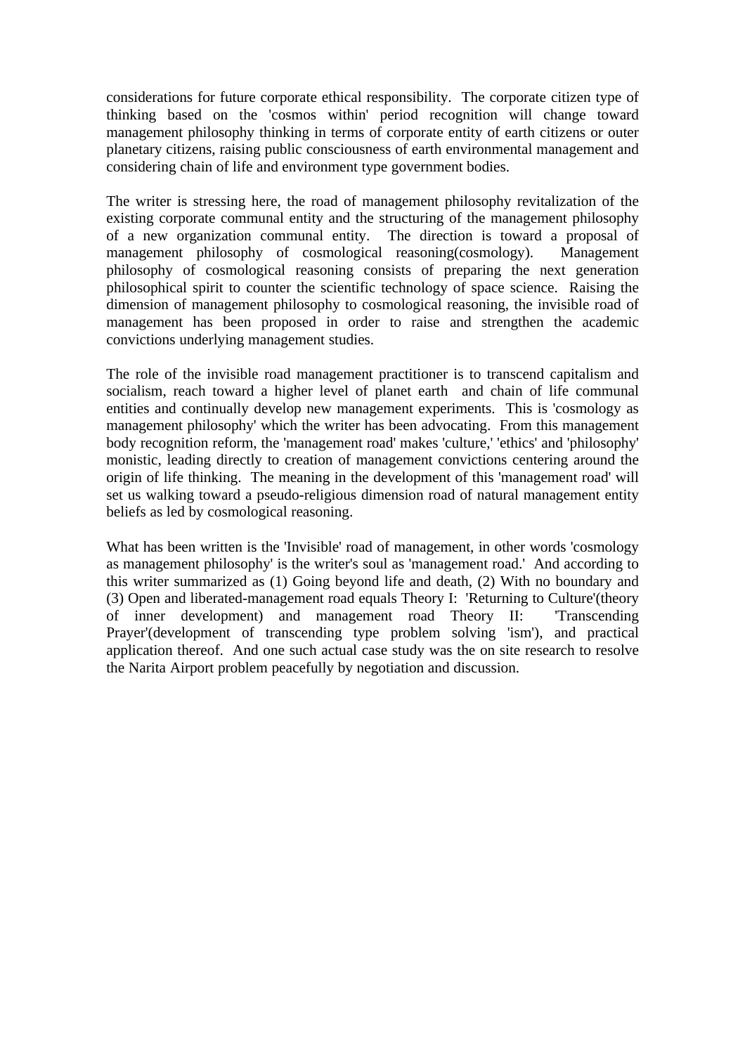considerations for future corporate ethical responsibility. The corporate citizen type of thinking based on the 'cosmos within' period recognition will change toward management philosophy thinking in terms of corporate entity of earth citizens or outer planetary citizens, raising public consciousness of earth environmental management and considering chain of life and environment type government bodies.

The writer is stressing here, the road of management philosophy revitalization of the existing corporate communal entity and the structuring of the management philosophy of a new organization communal entity. The direction is toward a proposal of management philosophy of cosmological reasoning(cosmology). Management philosophy of cosmological reasoning consists of preparing the next generation philosophical spirit to counter the scientific technology of space science. Raising the dimension of management philosophy to cosmological reasoning, the invisible road of management has been proposed in order to raise and strengthen the academic convictions underlying management studies.

The role of the invisible road management practitioner is to transcend capitalism and socialism, reach toward a higher level of planet earth and chain of life communal entities and continually develop new management experiments. This is 'cosmology as management philosophy' which the writer has been advocating. From this management body recognition reform, the 'management road' makes 'culture,' 'ethics' and 'philosophy' monistic, leading directly to creation of management convictions centering around the origin of life thinking. The meaning in the development of this 'management road' will set us walking toward a pseudo-religious dimension road of natural management entity beliefs as led by cosmological reasoning.

What has been written is the 'Invisible' road of management, in other words 'cosmology as management philosophy' is the writer's soul as 'management road.' And according to this writer summarized as (1) Going beyond life and death, (2) With no boundary and (3) Open and liberated-management road equals Theory I: 'Returning to Culture'(theory of inner development) and management road Theory II: 'Transcending Prayer'(development of transcending type problem solving 'ism'), and practical application thereof. And one such actual case study was the on site research to resolve the Narita Airport problem peacefully by negotiation and discussion.